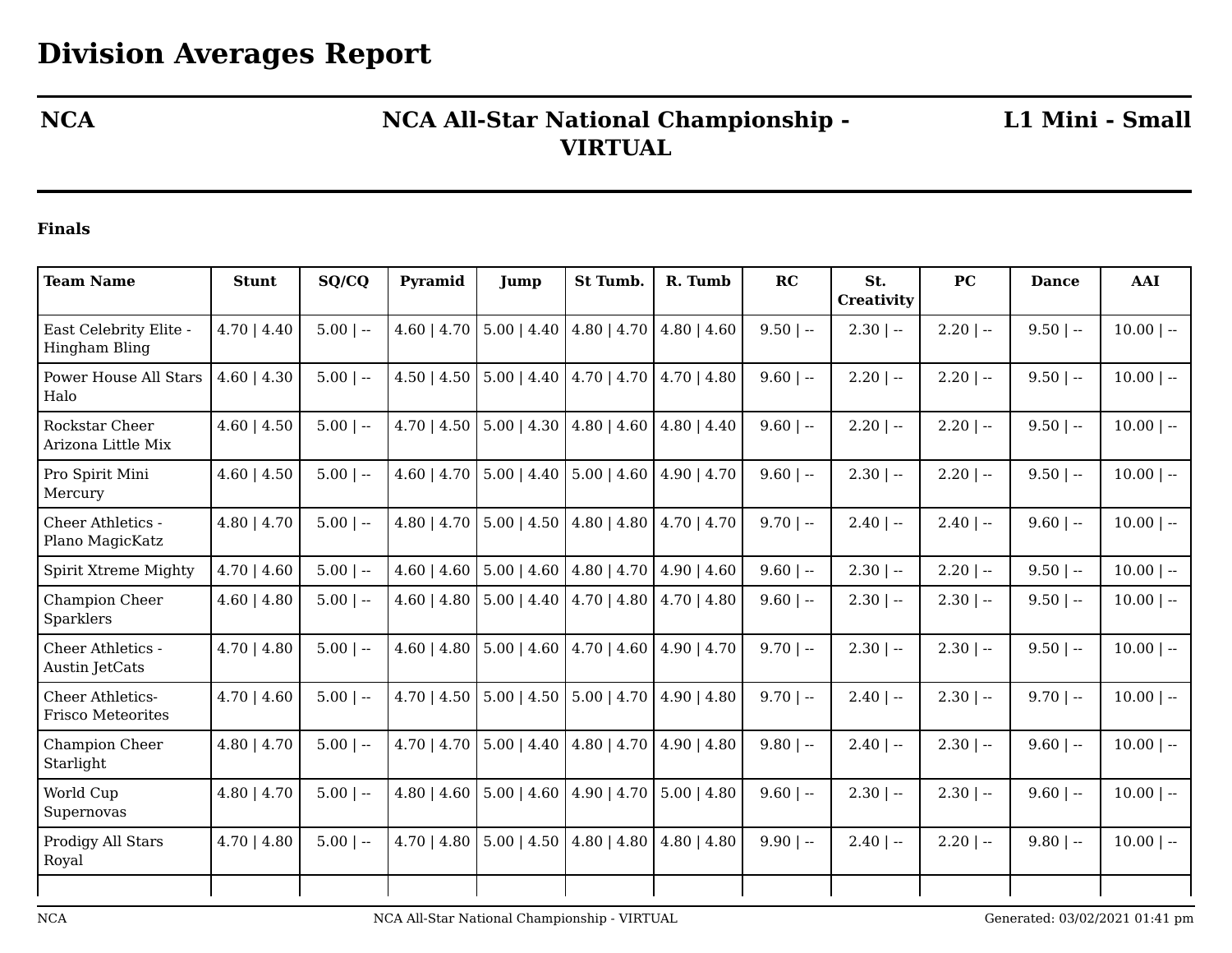# Division Averages Report

**NCA** | **NCA All-Star National Championship - VIRTUAL** | **L1 Mini - Small**

### Finals

| Team Name | Stunt | SQ/CQ | Pyramid | Jump | St Tumb. | R. Tumb | RC | St. Creativity | PC | Dance | AAI |
|---|---|---|---|---|---|---|---|---|---|---|---|
| East Celebrity Elite - Hingham Bling | 4.70 \| 4.40 | 5.00 \| -- | 4.60 \| 4.70 | 5.00 \| 4.40 | 4.80 \| 4.70 | 4.80 \| 4.60 | 9.50 \| -- | 2.30 \| -- | 2.20 \| -- | 9.50 \| -- | 10.00 \| -- |
| Power House All Stars Halo | 4.60 \| 4.30 | 5.00 \| -- | 4.50 \| 4.50 | 5.00 \| 4.40 | 4.70 \| 4.70 | 4.70 \| 4.80 | 9.60 \| -- | 2.20 \| -- | 2.20 \| -- | 9.50 \| -- | 10.00 \| -- |
| Rockstar Cheer Arizona Little Mix | 4.60 \| 4.50 | 5.00 \| -- | 4.70 \| 4.50 | 5.00 \| 4.30 | 4.80 \| 4.60 | 4.80 \| 4.40 | 9.60 \| -- | 2.20 \| -- | 2.20 \| -- | 9.50 \| -- | 10.00 \| -- |
| Pro Spirit Mini Mercury | 4.60 \| 4.50 | 5.00 \| -- | 4.60 \| 4.70 | 5.00 \| 4.40 | 5.00 \| 4.60 | 4.90 \| 4.70 | 9.60 \| -- | 2.30 \| -- | 2.20 \| -- | 9.50 \| -- | 10.00 \| -- |
| Cheer Athletics - Plano MagicKatz | 4.80 \| 4.70 | 5.00 \| -- | 4.80 \| 4.70 | 5.00 \| 4.50 | 4.80 \| 4.80 | 4.70 \| 4.70 | 9.70 \| -- | 2.40 \| -- | 2.40 \| -- | 9.60 \| -- | 10.00 \| -- |
| Spirit Xtreme Mighty | 4.70 \| 4.60 | 5.00 \| -- | 4.60 \| 4.60 | 5.00 \| 4.60 | 4.80 \| 4.70 | 4.90 \| 4.60 | 9.60 \| -- | 2.30 \| -- | 2.20 \| -- | 9.50 \| -- | 10.00 \| -- |
| Champion Cheer Sparklers | 4.60 \| 4.80 | 5.00 \| -- | 4.60 \| 4.80 | 5.00 \| 4.40 | 4.70 \| 4.80 | 4.70 \| 4.80 | 9.60 \| -- | 2.30 \| -- | 2.30 \| -- | 9.50 \| -- | 10.00 \| -- |
| Cheer Athletics - Austin JetCats | 4.70 \| 4.80 | 5.00 \| -- | 4.60 \| 4.80 | 5.00 \| 4.60 | 4.70 \| 4.60 | 4.90 \| 4.70 | 9.70 \| -- | 2.30 \| -- | 2.30 \| -- | 9.50 \| -- | 10.00 \| -- |
| Cheer Athletics- Frisco Meteorites | 4.70 \| 4.60 | 5.00 \| -- | 4.70 \| 4.50 | 5.00 \| 4.50 | 5.00 \| 4.70 | 4.90 \| 4.80 | 9.70 \| -- | 2.40 \| -- | 2.30 \| -- | 9.70 \| -- | 10.00 \| -- |
| Champion Cheer Starlight | 4.80 \| 4.70 | 5.00 \| -- | 4.70 \| 4.70 | 5.00 \| 4.40 | 4.80 \| 4.70 | 4.90 \| 4.80 | 9.80 \| -- | 2.40 \| -- | 2.30 \| -- | 9.60 \| -- | 10.00 \| -- |
| World Cup Supernovas | 4.80 \| 4.70 | 5.00 \| -- | 4.80 \| 4.60 | 5.00 \| 4.60 | 4.90 \| 4.70 | 5.00 \| 4.80 | 9.60 \| -- | 2.30 \| -- | 2.30 \| -- | 9.60 \| -- | 10.00 \| -- |
| Prodigy All Stars Royal | 4.70 \| 4.80 | 5.00 \| -- | 4.70 \| 4.80 | 5.00 \| 4.50 | 4.80 \| 4.80 | 4.80 \| 4.80 | 9.90 \| -- | 2.40 \| -- | 2.20 \| -- | 9.80 \| -- | 10.00 \| -- |

Generated: 03/02/2021 01:41 pm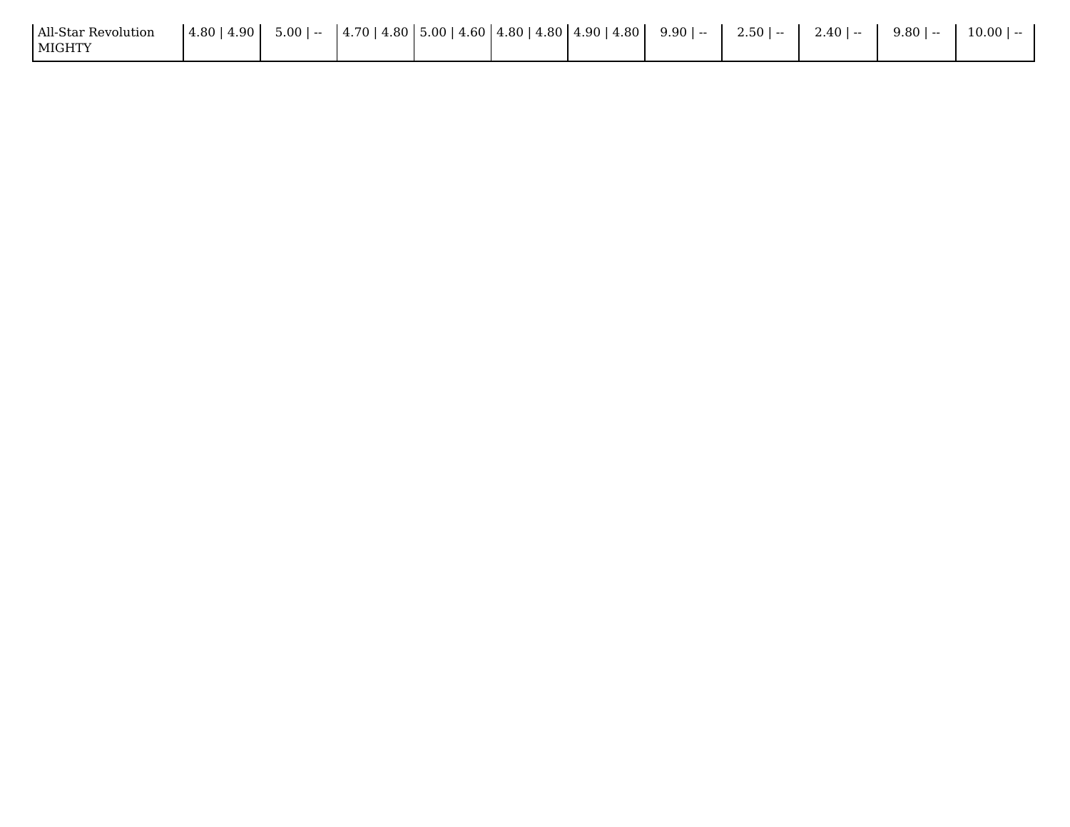| | | | | | | | | | | |
|---|---|---|---|---|---|---|---|---|---|---|
| All-Star Revolution MIGHTY | 4.80 \| 4.90 | 5.00 \| -- | 4.70 \| 4.80 | 5.00 \| 4.60 | 4.80 \| 4.80 | 4.90 \| 4.80 | 9.90 \| -- | 2.50 \| -- | 2.40 \| -- | 9.80 \| -- | 10.00 \| -- |